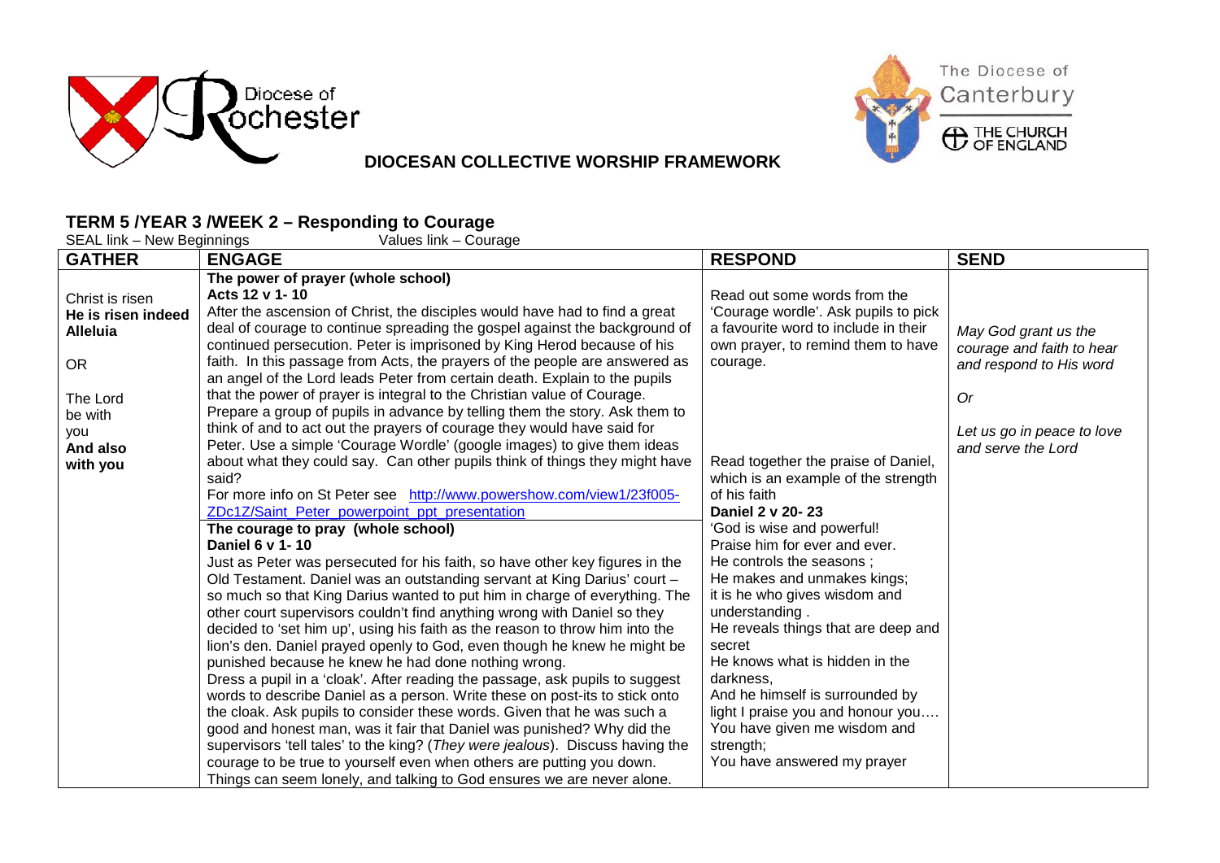Diocese of Rochester

The Diocese of Canterbury

THE CHURCH OF ENGLAND

**DIOCESAN COLLECTIVE WORSHIP FRAMEWORK**

## TERM 5 /YEAR 3 /WEEK 2 – Responding to Courage

SEAL link – New Beginnings Values link – Courage

| GATHER | ENGAGE | RESPOND | SEND |
|---|---|---|---|
| Christ is risen<br>**He is risen indeed**<br>**Alleluia**<br><br>OR<br><br>The Lord be with you<br>**And also with you** | **The power of prayer (whole school)**<br>**Acts 12 v 1- 10**<br>After the ascension of Christ, the disciples would have had to find a great deal of courage to continue spreading the gospel against the background of continued persecution. Peter is imprisoned by King Herod because of his faith. In this passage from Acts, the prayers of the people are answered as an angel of the Lord leads Peter from certain death. Explain to the pupils that the power of prayer is integral to the Christian value of Courage.<br>Prepare a group of pupils in advance by telling them the story. Ask them to think of and to act out the prayers of courage they would have said for Peter. Use a simple 'Courage Wordle' (google images) to give them ideas about what they could say. Can other pupils think of things they might have said?<br>For more info on St Peter see http://www.powershow.com/view1/23f005-ZDc1Z/Saint_Peter_powerpoint_ppt_presentation<br>**The courage to pray (whole school)**<br>**Daniel 6 v 1- 10**<br>Just as Peter was persecuted for his faith, so have other key figures in the Old Testament. Daniel was an outstanding servant at King Darius' court – so much so that King Darius wanted to put him in charge of everything. The other court supervisors couldn't find anything wrong with Daniel so they decided to 'set him up', using his faith as the reason to throw him into the lion's den. Daniel prayed openly to God, even though he knew he might be punished because he knew he had done nothing wrong.<br>Dress a pupil in a 'cloak'. After reading the passage, ask pupils to suggest words to describe Daniel as a person. Write these on post-its to stick onto the cloak. Ask pupils to consider these words. Given that he was such a good and honest man, was it fair that Daniel was punished? Why did the supervisors 'tell tales' to the king? (*They were jealous*). Discuss having the courage to be true to yourself even when others are putting you down. Things can seem lonely, and talking to God ensures we are never alone. | Read out some words from the 'Courage wordle'. Ask pupils to pick a favourite word to include in their own prayer, to remind them to have courage.<br><br>Read together the praise of Daniel, which is an example of the strength of his faith<br>**Daniel 2 v 20- 23**<br>'God is wise and powerful!<br>Praise him for ever and ever.<br>He controls the seasons ;<br>He makes and unmakes kings;<br>it is he who gives wisdom and understanding .<br>He reveals things that are deep and secret<br>He knows what is hidden in the darkness,<br>And he himself is surrounded by light I praise you and honour you….<br>You have given me wisdom and strength;<br>You have answered my prayer | *May God grant us the courage and faith to hear and respond to His word*<br><br>*Or*<br><br>*Let us go in peace to love and serve the Lord* |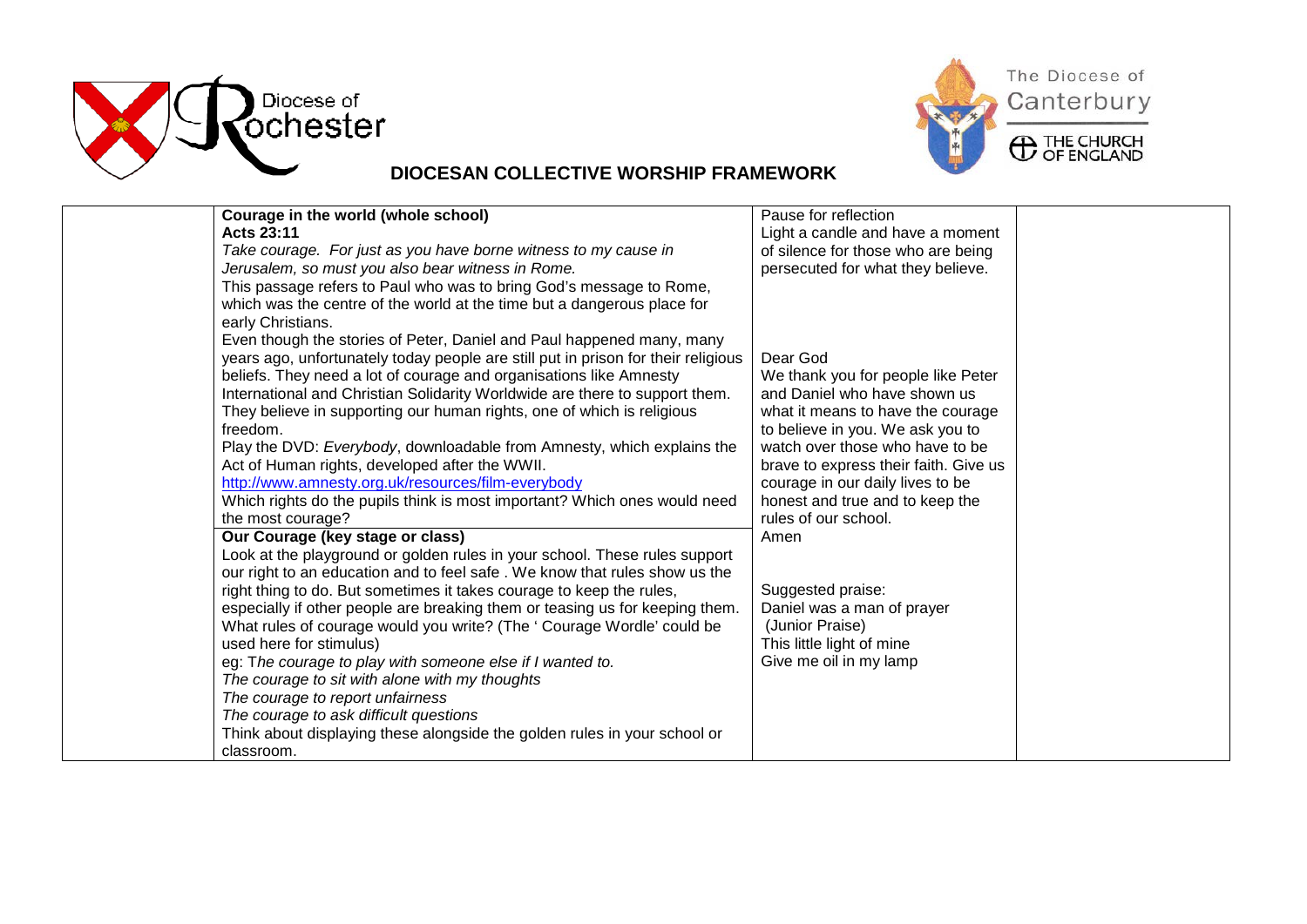# DIOCESAN COLLECTIVE WORSHIP FRAMEWORK

| | | | |
|---|---|---|---|
| | **Courage in the world (whole school)**<br>**Acts 23:11**<br>*Take courage. For just as you have borne witness to my cause in Jerusalem, so must you also bear witness in Rome.*<br>This passage refers to Paul who was to bring God's message to Rome, which was the centre of the world at the time but a dangerous place for early Christians.<br>Even though the stories of Peter, Daniel and Paul happened many, many years ago, unfortunately today people are still put in prison for their religious beliefs. They need a lot of courage and organisations like Amnesty International and Christian Solidarity Worldwide are there to support them. They believe in supporting our human rights, one of which is religious freedom.<br>Play the DVD: *Everybody*, downloadable from Amnesty, which explains the Act of Human rights, developed after the WWII.<br>http://www.amnesty.org.uk/resources/film-everybody<br>Which rights do the pupils think is most important? Which ones would need the most courage?<br>**Our Courage (key stage or class)**<br>Look at the playground or golden rules in your school. These rules support our right to an education and to feel safe . We know that rules show us the right thing to do. But sometimes it takes courage to keep the rules, especially if other people are breaking them or teasing us for keeping them.<br>What rules of courage would you write? (The ' Courage Wordle' could be used here for stimulus)<br>eg: T*he courage to play with someone else if I wanted to.*<br>*The courage to sit with alone with my thoughts*<br>*The courage to report unfairness*<br>*The courage to ask difficult questions*<br>Think about displaying these alongside the golden rules in your school or classroom. | Pause for reflection<br>Light a candle and have a moment of silence for those who are being persecuted for what they believe.<br><br>Dear God<br>We thank you for people like Peter and Daniel who have shown us what it means to have the courage to believe in you. We ask you to watch over those who have to be brave to express their faith. Give us courage in our daily lives to be honest and true and to keep the rules of our school.<br>Amen<br><br>Suggested praise:<br>Daniel was a man of prayer<br>(Junior Praise)<br>This little light of mine<br>Give me oil in my lamp | |